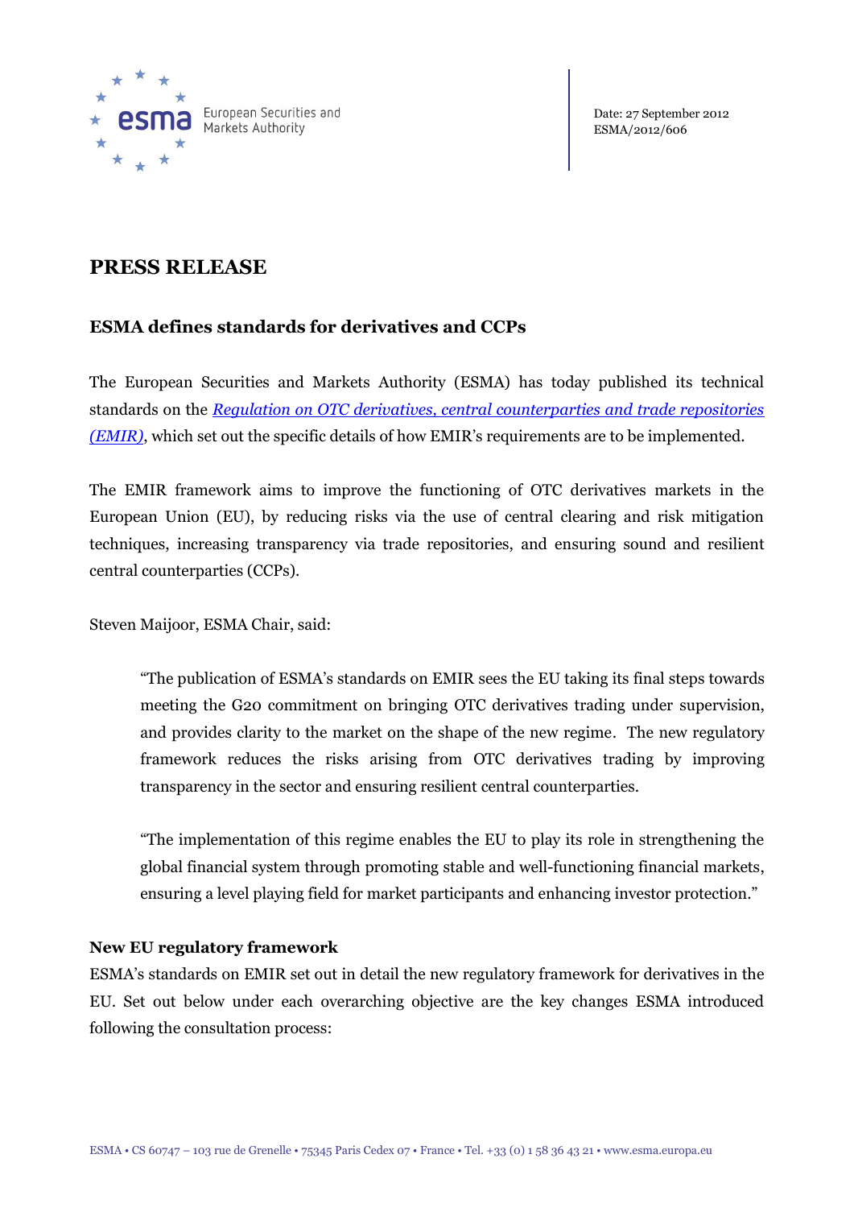European Securities and Markets Authority

Date: 27 September 2012
ESMA/2012/606

# PRESS RELEASE

## ESMA defines standards for derivatives and CCPs

The European Securities and Markets Authority (ESMA) has today published its technical standards on the *Regulation on OTC derivatives, central counterparties and trade repositories (EMIR)*, which set out the specific details of how EMIR's requirements are to be implemented.

The EMIR framework aims to improve the functioning of OTC derivatives markets in the European Union (EU), by reducing risks via the use of central clearing and risk mitigation techniques, increasing transparency via trade repositories, and ensuring sound and resilient central counterparties (CCPs).

Steven Maijoor, ESMA Chair, said:

> "The publication of ESMA's standards on EMIR sees the EU taking its final steps towards meeting the G20 commitment on bringing OTC derivatives trading under supervision, and provides clarity to the market on the shape of the new regime. The new regulatory framework reduces the risks arising from OTC derivatives trading by improving transparency in the sector and ensuring resilient central counterparties.
>
> "The implementation of this regime enables the EU to play its role in strengthening the global financial system through promoting stable and well-functioning financial markets, ensuring a level playing field for market participants and enhancing investor protection."

### New EU regulatory framework

ESMA's standards on EMIR set out in detail the new regulatory framework for derivatives in the EU. Set out below under each overarching objective are the key changes ESMA introduced following the consultation process: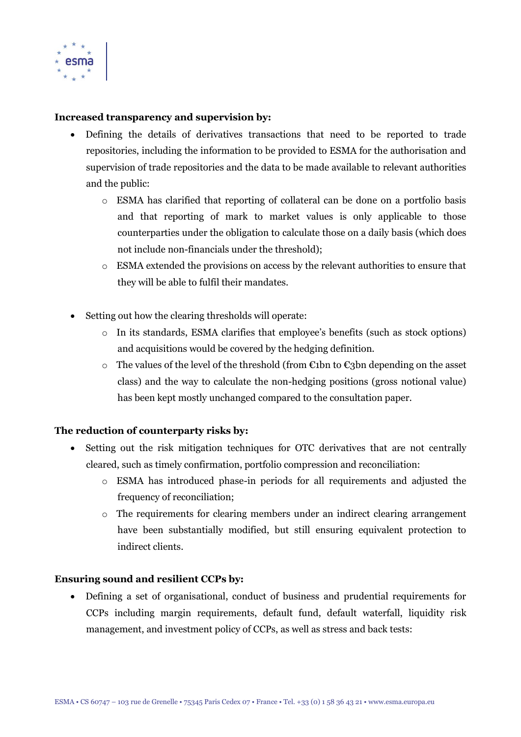**Increased transparency and supervision by:**

- Defining the details of derivatives transactions that need to be reported to trade repositories, including the information to be provided to ESMA for the authorisation and supervision of trade repositories and the data to be made available to relevant authorities and the public:
  - ESMA has clarified that reporting of collateral can be done on a portfolio basis and that reporting of mark to market values is only applicable to those counterparties under the obligation to calculate those on a daily basis (which does not include non-financials under the threshold);
  - ESMA extended the provisions on access by the relevant authorities to ensure that they will be able to fulfil their mandates.

- Setting out how the clearing thresholds will operate:
  - In its standards, ESMA clarifies that employee's benefits (such as stock options) and acquisitions would be covered by the hedging definition.
  - The values of the level of the threshold (from €1bn to €3bn depending on the asset class) and the way to calculate the non-hedging positions (gross notional value) has been kept mostly unchanged compared to the consultation paper.

**The reduction of counterparty risks by:**

- Setting out the risk mitigation techniques for OTC derivatives that are not centrally cleared, such as timely confirmation, portfolio compression and reconciliation:
  - ESMA has introduced phase-in periods for all requirements and adjusted the frequency of reconciliation;
  - The requirements for clearing members under an indirect clearing arrangement have been substantially modified, but still ensuring equivalent protection to indirect clients.

**Ensuring sound and resilient CCPs by:**

- Defining a set of organisational, conduct of business and prudential requirements for CCPs including margin requirements, default fund, default waterfall, liquidity risk management, and investment policy of CCPs, as well as stress and back tests: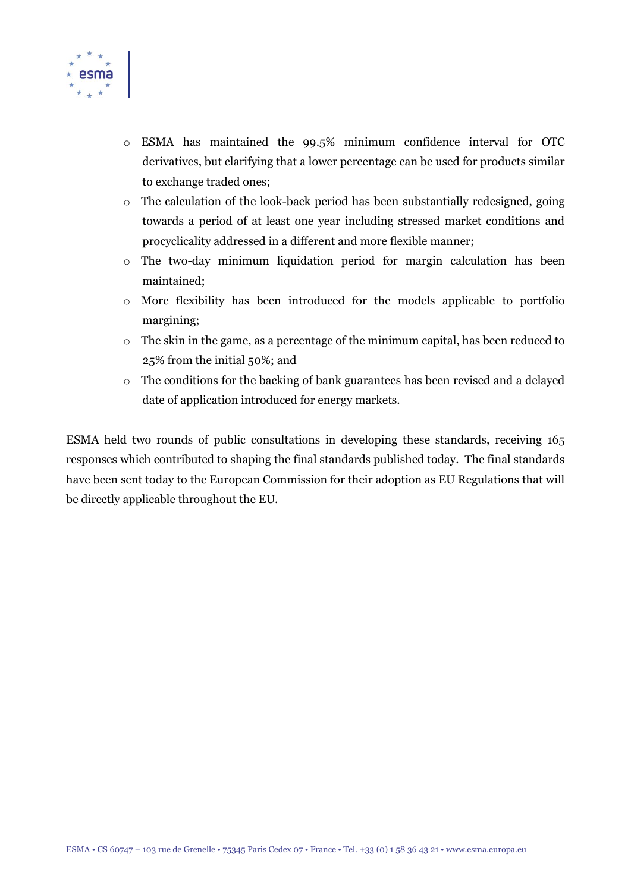- ESMA has maintained the 99.5% minimum confidence interval for OTC derivatives, but clarifying that a lower percentage can be used for products similar to exchange traded ones;
- The calculation of the look-back period has been substantially redesigned, going towards a period of at least one year including stressed market conditions and procyclicality addressed in a different and more flexible manner;
- The two-day minimum liquidation period for margin calculation has been maintained;
- More flexibility has been introduced for the models applicable to portfolio margining;
- The skin in the game, as a percentage of the minimum capital, has been reduced to 25% from the initial 50%; and
- The conditions for the backing of bank guarantees has been revised and a delayed date of application introduced for energy markets.

ESMA held two rounds of public consultations in developing these standards, receiving 165 responses which contributed to shaping the final standards published today. The final standards have been sent today to the European Commission for their adoption as EU Regulations that will be directly applicable throughout the EU.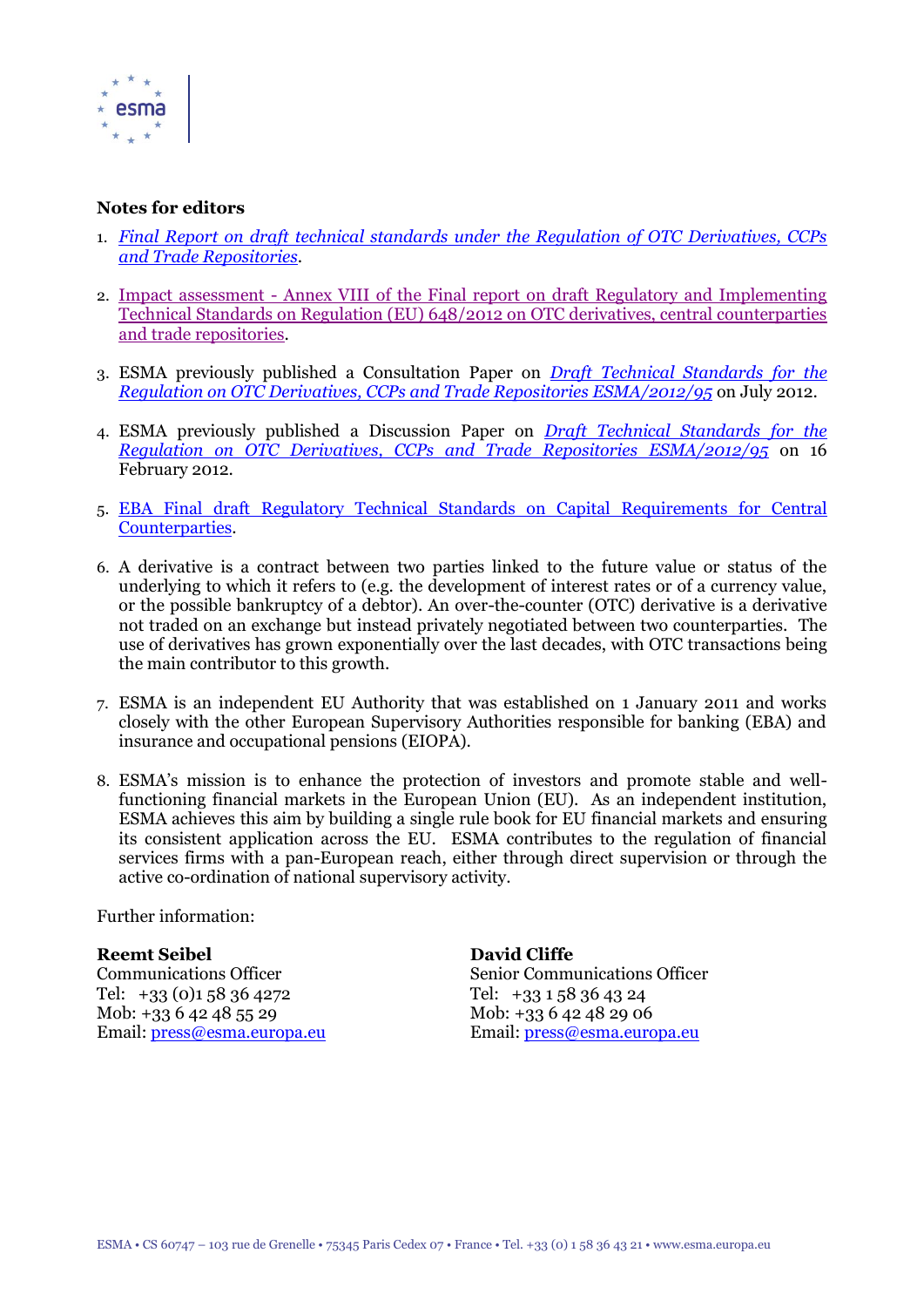**Notes for editors**

1. *Final Report on draft technical standards under the Regulation of OTC Derivatives, CCPs and Trade Repositories*.

2. Impact assessment - Annex VIII of the Final report on draft Regulatory and Implementing Technical Standards on Regulation (EU) 648/2012 on OTC derivatives, central counterparties and trade repositories.

3. ESMA previously published a Consultation Paper on *Draft Technical Standards for the Regulation on OTC Derivatives, CCPs and Trade Repositories ESMA/2012/95* on July 2012.

4. ESMA previously published a Discussion Paper on *Draft Technical Standards for the Regulation on OTC Derivatives, CCPs and Trade Repositories ESMA/2012/95* on 16 February 2012.

5. EBA Final draft Regulatory Technical Standards on Capital Requirements for Central Counterparties.

6. A derivative is a contract between two parties linked to the future value or status of the underlying to which it refers to (e.g. the development of interest rates or of a currency value, or the possible bankruptcy of a debtor). An over-the-counter (OTC) derivative is a derivative not traded on an exchange but instead privately negotiated between two counterparties. The use of derivatives has grown exponentially over the last decades, with OTC transactions being the main contributor to this growth.

7. ESMA is an independent EU Authority that was established on 1 January 2011 and works closely with the other European Supervisory Authorities responsible for banking (EBA) and insurance and occupational pensions (EIOPA).

8. ESMA's mission is to enhance the protection of investors and promote stable and well-functioning financial markets in the European Union (EU). As an independent institution, ESMA achieves this aim by building a single rule book for EU financial markets and ensuring its consistent application across the EU. ESMA contributes to the regulation of financial services firms with a pan-European reach, either through direct supervision or through the active co-ordination of national supervisory activity.

Further information:

**Reemt Seibel**
Communications Officer
Tel: +33 (0)1 58 36 4272
Mob: +33 6 42 48 55 29
Email: press@esma.europa.eu

**David Cliffe**
Senior Communications Officer
Tel: +33 1 58 36 43 24
Mob: +33 6 42 48 29 06
Email: press@esma.europa.eu